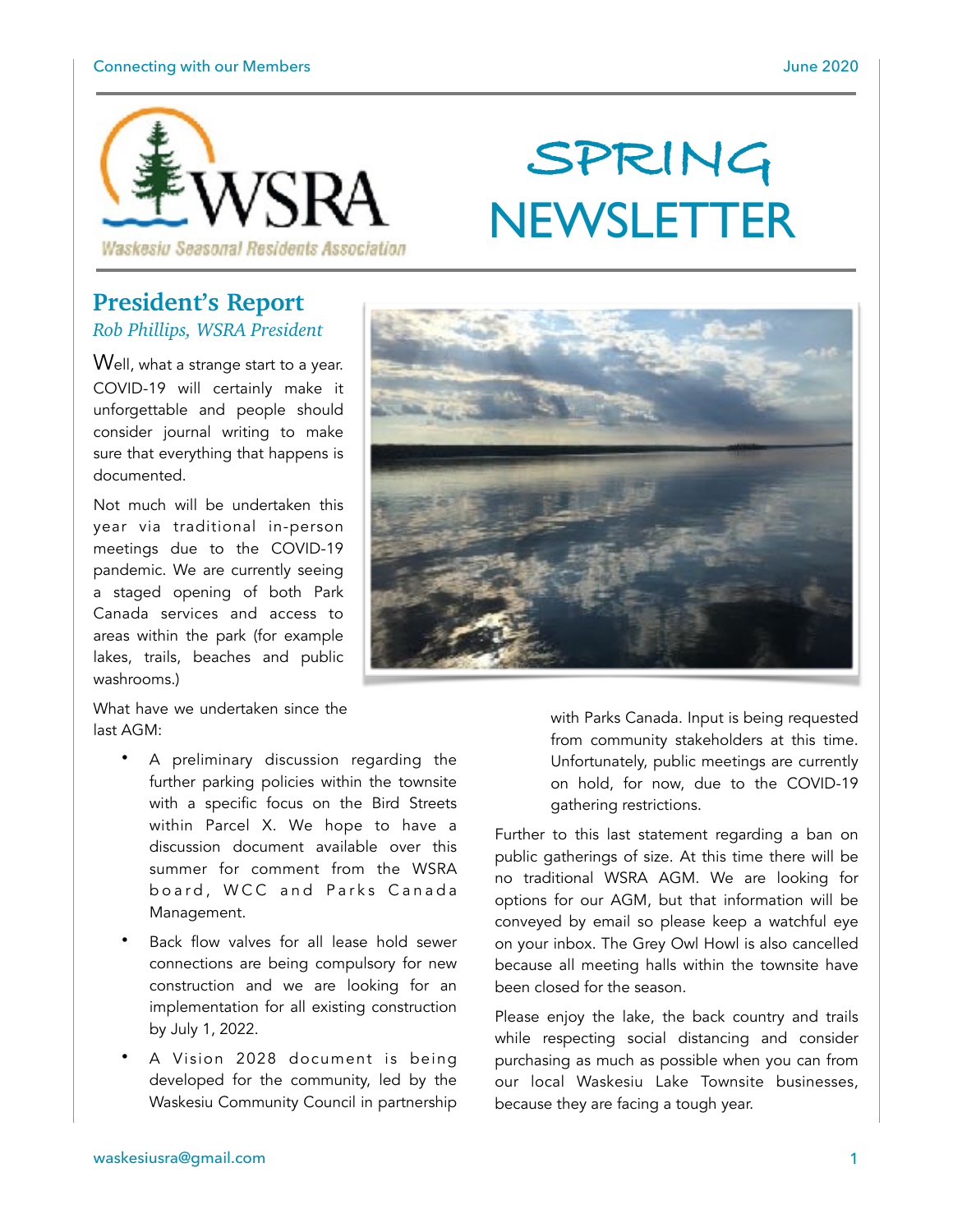# SPRING NEWSLETTER

Waskesiu Seasonal Residents Association

## President's Report

*Rob Phillips, WSRA President*

Well, what a strange start to a year. COVID-19 will certainly make it unforgettable and people should consider journal writing to make sure that everything that happens is documented.

Not much will be undertaken this year via traditional in-person meetings due to the COVID-19 pandemic. We are currently seeing a staged opening of both Park Canada services and access to areas within the park (for example lakes, trails, beaches and public washrooms.)

What have we undertaken since the last AGM:

- A preliminary discussion regarding the further parking policies within the townsite with a specific focus on the Bird Streets within Parcel X. We hope to have a discussion document available over this summer for comment from the WSRA board, WCC and Parks Canada Management.
- Back flow valves for all lease hold sewer connections are being compulsory for new construction and we are looking for an implementation for all existing construction by July 1, 2022.
- A Vision 2028 document is being developed for the community, led by the Waskesiu Community Council in partnership with Parks Canada. Input is being requested from community stakeholders at this time. Unfortunately, public meetings are currently on hold, for now, due to the COVID-19 gathering restrictions.

Further to this last statement regarding a ban on public gatherings of size. At this time there will be no traditional WSRA AGM. We are looking for options for our AGM, but that information will be conveyed by email so please keep a watchful eye on your inbox. The Grey Owl Howl is also cancelled because all meeting halls within the townsite have been closed for the season.

Please enjoy the lake, the back country and trails while respecting social distancing and consider purchasing as much as possible when you can from our local Waskesiu Lake Townsite businesses, because they are facing a tough year.

waskesiusra@gmail.com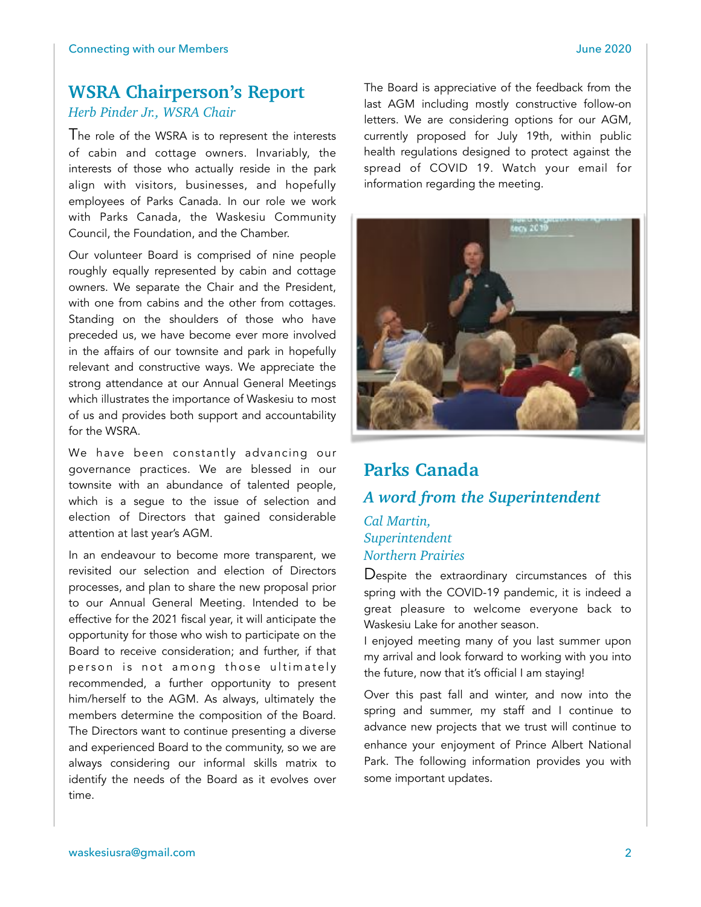## WSRA Chairperson's Report

*Herb Pinder Jr., WSRA Chair*

The role of the WSRA is to represent the interests of cabin and cottage owners. Invariably, the interests of those who actually reside in the park align with visitors, businesses, and hopefully employees of Parks Canada. In our role we work with Parks Canada, the Waskesiu Community Council, the Foundation, and the Chamber.

Our volunteer Board is comprised of nine people roughly equally represented by cabin and cottage owners. We separate the Chair and the President, with one from cabins and the other from cottages. Standing on the shoulders of those who have preceded us, we have become ever more involved in the affairs of our townsite and park in hopefully relevant and constructive ways. We appreciate the strong attendance at our Annual General Meetings which illustrates the importance of Waskesiu to most of us and provides both support and accountability for the WSRA.

We have been constantly advancing our governance practices. We are blessed in our townsite with an abundance of talented people, which is a segue to the issue of selection and election of Directors that gained considerable attention at last year's AGM.

In an endeavour to become more transparent, we revisited our selection and election of Directors processes, and plan to share the new proposal prior to our Annual General Meeting. Intended to be effective for the 2021 fiscal year, it will anticipate the opportunity for those who wish to participate on the Board to receive consideration; and further, if that person is not among those ultimately recommended, a further opportunity to present him/herself to the AGM. As always, ultimately the members determine the composition of the Board. The Directors want to continue presenting a diverse and experienced Board to the community, so we are always considering our informal skills matrix to identify the needs of the Board as it evolves over time.

The Board is appreciative of the feedback from the last AGM including mostly constructive follow-on letters. We are considering options for our AGM, currently proposed for July 19th, within public health regulations designed to protect against the spread of COVID 19. Watch your email for information regarding the meeting.

## Parks Canada

### *A word from the Superintendent*

*Cal Martin,*
*Superintendent*
*Northern Prairies*

Despite the extraordinary circumstances of this spring with the COVID-19 pandemic, it is indeed a great pleasure to welcome everyone back to Waskesiu Lake for another season.

I enjoyed meeting many of you last summer upon my arrival and look forward to working with you into the future, now that it's official I am staying!

Over this past fall and winter, and now into the spring and summer, my staff and I continue to advance new projects that we trust will continue to enhance your enjoyment of Prince Albert National Park. The following information provides you with some important updates.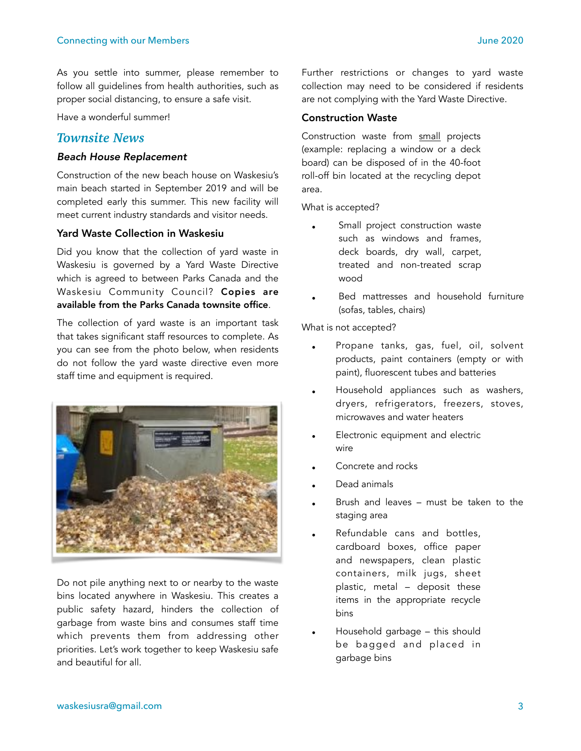As you settle into summer, please remember to follow all guidelines from health authorities, such as proper social distancing, to ensure a safe visit.

Have a wonderful summer!

## *Townsite News*

### *Beach House Replacement*

Construction of the new beach house on Waskesiu's main beach started in September 2019 and will be completed early this summer. This new facility will meet current industry standards and visitor needs.

### Yard Waste Collection in Waskesiu

Did you know that the collection of yard waste in Waskesiu is governed by a Yard Waste Directive which is agreed to between Parks Canada and the Waskesiu Community Council? **Copies are available from the Parks Canada townsite office**.

The collection of yard waste is an important task that takes significant staff resources to complete. As you can see from the photo below, when residents do not follow the yard waste directive even more staff time and equipment is required.

Do not pile anything next to or nearby to the waste bins located anywhere in Waskesiu. This creates a public safety hazard, hinders the collection of garbage from waste bins and consumes staff time which prevents them from addressing other priorities. Let's work together to keep Waskesiu safe and beautiful for all.

Further restrictions or changes to yard waste collection may need to be considered if residents are not complying with the Yard Waste Directive.

### Construction Waste

Construction waste from small projects (example: replacing a window or a deck board) can be disposed of in the 40-foot roll-off bin located at the recycling depot area.

What is accepted?

- Small project construction waste such as windows and frames, deck boards, dry wall, carpet, treated and non-treated scrap wood
- Bed mattresses and household furniture (sofas, tables, chairs)

What is not accepted?

- Propane tanks, gas, fuel, oil, solvent products, paint containers (empty or with paint), fluorescent tubes and batteries
- Household appliances such as washers, dryers, refrigerators, freezers, stoves, microwaves and water heaters
- Electronic equipment and electric wire
- Concrete and rocks
- Dead animals
- Brush and leaves – must be taken to the staging area
- Refundable cans and bottles, cardboard boxes, office paper and newspapers, clean plastic containers, milk jugs, sheet plastic, metal – deposit these items in the appropriate recycle bins
- Household garbage – this should be bagged and placed in garbage bins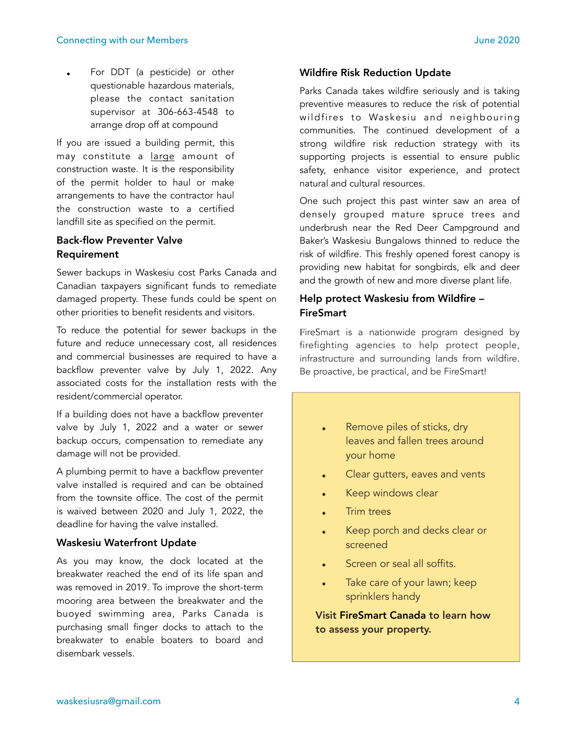- For DDT (a pesticide) or other questionable hazardous materials, please the contact sanitation supervisor at 306-663-4548 to arrange drop off at compound

If you are issued a building permit, this may constitute a large amount of construction waste. It is the responsibility of the permit holder to haul or make arrangements to have the contractor haul the construction waste to a certified landfill site as specified on the permit.

### Back-flow Preventer Valve Requirement

Sewer backups in Waskesiu cost Parks Canada and Canadian taxpayers significant funds to remediate damaged property. These funds could be spent on other priorities to benefit residents and visitors.

To reduce the potential for sewer backups in the future and reduce unnecessary cost, all residences and commercial businesses are required to have a backflow preventer valve by July 1, 2022. Any associated costs for the installation rests with the resident/commercial operator.

If a building does not have a backflow preventer valve by July 1, 2022 and a water or sewer backup occurs, compensation to remediate any damage will not be provided.

A plumbing permit to have a backflow preventer valve installed is required and can be obtained from the townsite office. The cost of the permit is waived between 2020 and July 1, 2022, the deadline for having the valve installed.

### Waskesiu Waterfront Update

As you may know, the dock located at the breakwater reached the end of its life span and was removed in 2019. To improve the short-term mooring area between the breakwater and the buoyed swimming area, Parks Canada is purchasing small finger docks to attach to the breakwater to enable boaters to board and disembark vessels.

### Wildfire Risk Reduction Update

Parks Canada takes wildfire seriously and is taking preventive measures to reduce the risk of potential wildfires to Waskesiu and neighbouring communities. The continued development of a strong wildfire risk reduction strategy with its supporting projects is essential to ensure public safety, enhance visitor experience, and protect natural and cultural resources.

One such project this past winter saw an area of densely grouped mature spruce trees and underbrush near the Red Deer Campground and Baker's Waskesiu Bungalows thinned to reduce the risk of wildfire. This freshly opened forest canopy is providing new habitat for songbirds, elk and deer and the growth of new and more diverse plant life.

### Help protect Waskesiu from Wildfire – FireSmart

FireSmart is a nationwide program designed by firefighting agencies to help protect people, infrastructure and surrounding lands from wildfire. Be proactive, be practical, and be FireSmart!

- Remove piles of sticks, dry leaves and fallen trees around your home
- Clear gutters, eaves and vents
- Keep windows clear
- Trim trees
- Keep porch and decks clear or screened
- Screen or seal all soffits.
- Take care of your lawn; keep sprinklers handy

**Visit FireSmart Canada to learn how to assess your property.**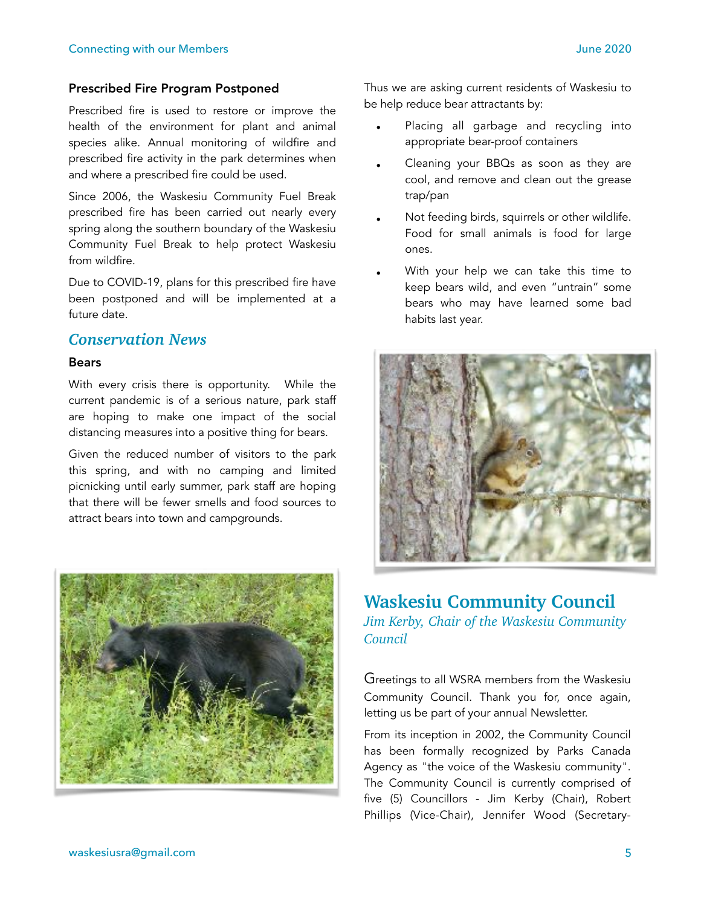### Prescribed Fire Program Postponed

Prescribed fire is used to restore or improve the health of the environment for plant and animal species alike. Annual monitoring of wildfire and prescribed fire activity in the park determines when and where a prescribed fire could be used.

Since 2006, the Waskesiu Community Fuel Break prescribed fire has been carried out nearly every spring along the southern boundary of the Waskesiu Community Fuel Break to help protect Waskesiu from wildfire.

Due to COVID-19, plans for this prescribed fire have been postponed and will be implemented at a future date.

## *Conservation News*

### Bears

With every crisis there is opportunity. While the current pandemic is of a serious nature, park staff are hoping to make one impact of the social distancing measures into a positive thing for bears.

Given the reduced number of visitors to the park this spring, and with no camping and limited picnicking until early summer, park staff are hoping that there will be fewer smells and food sources to attract bears into town and campgrounds.

Thus we are asking current residents of Waskesiu to be help reduce bear attractants by:

- Placing all garbage and recycling into appropriate bear-proof containers
- Cleaning your BBQs as soon as they are cool, and remove and clean out the grease trap/pan
- Not feeding birds, squirrels or other wildlife. Food for small animals is food for large ones.
- With your help we can take this time to keep bears wild, and even "untrain" some bears who may have learned some bad habits last year.

## Waskesiu Community Council

*Jim Kerby, Chair of the Waskesiu Community Council*

Greetings to all WSRA members from the Waskesiu Community Council. Thank you for, once again, letting us be part of your annual Newsletter.

From its inception in 2002, the Community Council has been formally recognized by Parks Canada Agency as "the voice of the Waskesiu community". The Community Council is currently comprised of five (5) Councillors - Jim Kerby (Chair), Robert Phillips (Vice-Chair), Jennifer Wood (Secretary-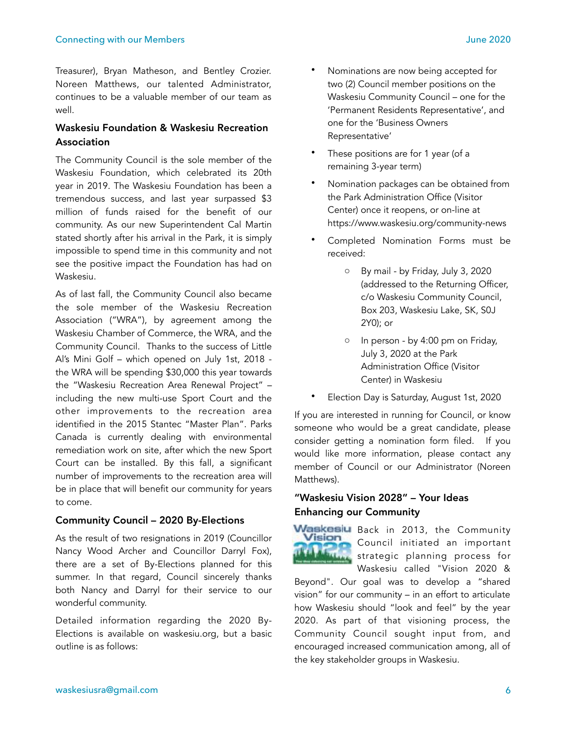Treasurer), Bryan Matheson, and Bentley Crozier. Noreen Matthews, our talented Administrator, continues to be a valuable member of our team as well.

### Waskesiu Foundation & Waskesiu Recreation Association

The Community Council is the sole member of the Waskesiu Foundation, which celebrated its 20th year in 2019. The Waskesiu Foundation has been a tremendous success, and last year surpassed $3 million of funds raised for the benefit of our community. As our new Superintendent Cal Martin stated shortly after his arrival in the Park, it is simply impossible to spend time in this community and not see the positive impact the Foundation has had on Waskesiu.

As of last fall, the Community Council also became the sole member of the Waskesiu Recreation Association ("WRA"), by agreement among the Waskesiu Chamber of Commerce, the WRA, and the Community Council. Thanks to the success of Little Al's Mini Golf – which opened on July 1st, 2018 - the WRA will be spending $30,000 this year towards the "Waskesiu Recreation Area Renewal Project" – including the new multi-use Sport Court and the other improvements to the recreation area identified in the 2015 Stantec "Master Plan". Parks Canada is currently dealing with environmental remediation work on site, after which the new Sport Court can be installed. By this fall, a significant number of improvements to the recreation area will be in place that will benefit our community for years to come.

### Community Council – 2020 By-Elections

As the result of two resignations in 2019 (Councillor Nancy Wood Archer and Councillor Darryl Fox), there are a set of By-Elections planned for this summer. In that regard, Council sincerely thanks both Nancy and Darryl for their service to our wonderful community.

Detailed information regarding the 2020 By-Elections is available on waskesiu.org, but a basic outline is as follows:

- Nominations are now being accepted for two (2) Council member positions on the Waskesiu Community Council – one for the 'Permanent Residents Representative', and one for the 'Business Owners Representative'
- These positions are for 1 year (of a remaining 3-year term)
- Nomination packages can be obtained from the Park Administration Office (Visitor Center) once it reopens, or on-line at https://www.waskesiu.org/community-news
- Completed Nomination Forms must be received:
  - By mail - by Friday, July 3, 2020 (addressed to the Returning Officer, c/o Waskesiu Community Council, Box 203, Waskesiu Lake, SK, S0J 2Y0); or
  - In person - by 4:00 pm on Friday, July 3, 2020 at the Park Administration Office (Visitor Center) in Waskesiu
- Election Day is Saturday, August 1st, 2020

If you are interested in running for Council, or know someone who would be a great candidate, please consider getting a nomination form filed. If you would like more information, please contact any member of Council or our Administrator (Noreen Matthews).

### "Waskesiu Vision 2028" – Your Ideas Enhancing our Community

Back in 2013, the Community Council initiated an important strategic planning process for Waskesiu called "Vision 2020 & Beyond". Our goal was to develop a "shared vision" for our community – in an effort to articulate how Waskesiu should "look and feel" by the year 2020. As part of that visioning process, the Community Council sought input from, and encouraged increased communication among, all of the key stakeholder groups in Waskesiu.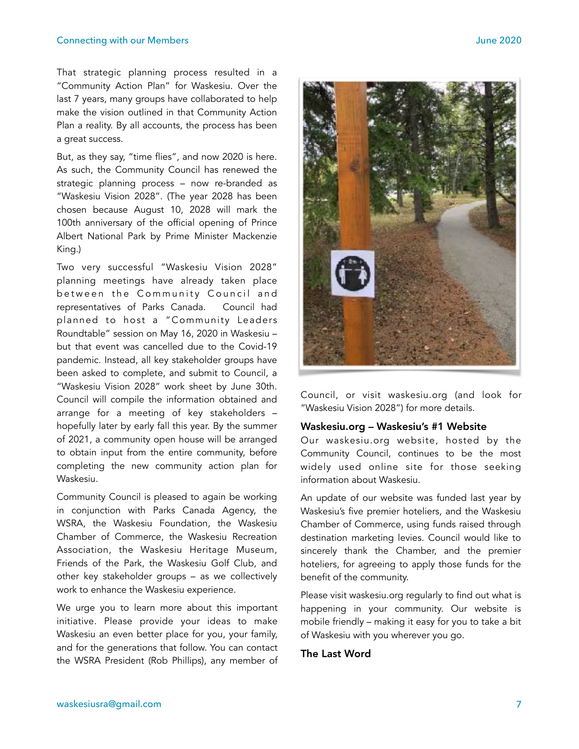That strategic planning process resulted in a "Community Action Plan" for Waskesiu. Over the last 7 years, many groups have collaborated to help make the vision outlined in that Community Action Plan a reality. By all accounts, the process has been a great success.

But, as they say, "time flies", and now 2020 is here. As such, the Community Council has renewed the strategic planning process – now re-branded as "Waskesiu Vision 2028". (The year 2028 has been chosen because August 10, 2028 will mark the 100th anniversary of the official opening of Prince Albert National Park by Prime Minister Mackenzie King.)

Two very successful "Waskesiu Vision 2028" planning meetings have already taken place between the Community Council and representatives of Parks Canada. Council had planned to host a "Community Leaders Roundtable" session on May 16, 2020 in Waskesiu – but that event was cancelled due to the Covid-19 pandemic. Instead, all key stakeholder groups have been asked to complete, and submit to Council, a "Waskesiu Vision 2028" work sheet by June 30th. Council will compile the information obtained and arrange for a meeting of key stakeholders – hopefully later by early fall this year. By the summer of 2021, a community open house will be arranged to obtain input from the entire community, before completing the new community action plan for Waskesiu.

Community Council is pleased to again be working in conjunction with Parks Canada Agency, the WSRA, the Waskesiu Foundation, the Waskesiu Chamber of Commerce, the Waskesiu Recreation Association, the Waskesiu Heritage Museum, Friends of the Park, the Waskesiu Golf Club, and other key stakeholder groups – as we collectively work to enhance the Waskesiu experience.

We urge you to learn more about this important initiative. Please provide your ideas to make Waskesiu an even better place for you, your family, and for the generations that follow. You can contact the WSRA President (Rob Phillips), any member of Council, or visit waskesiu.org (and look for "Waskesiu Vision 2028") for more details.

## Waskesiu.org – Waskesiu's #1 Website

Our waskesiu.org website, hosted by the Community Council, continues to be the most widely used online site for those seeking information about Waskesiu.

An update of our website was funded last year by Waskesiu's five premier hoteliers, and the Waskesiu Chamber of Commerce, using funds raised through destination marketing levies. Council would like to sincerely thank the Chamber, and the premier hoteliers, for agreeing to apply those funds for the benefit of the community.

Please visit waskesiu.org regularly to find out what is happening in your community. Our website is mobile friendly – making it easy for you to take a bit of Waskesiu with you wherever you go.

## The Last Word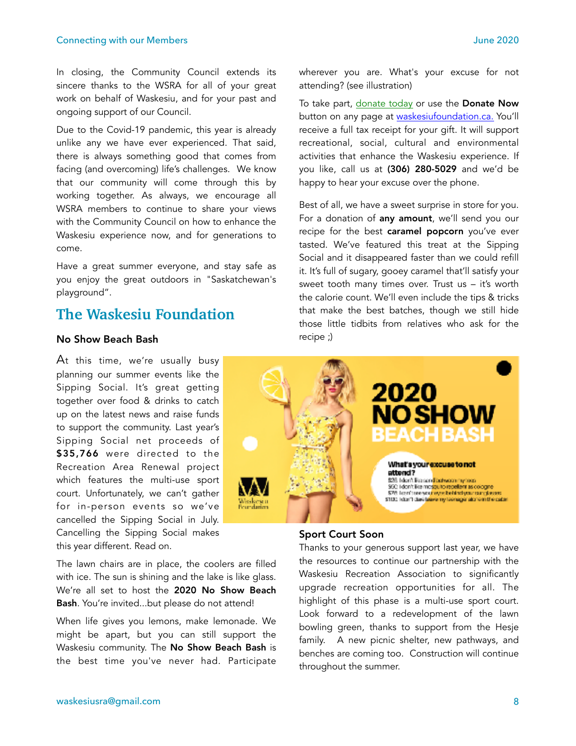In closing, the Community Council extends its sincere thanks to the WSRA for all of your great work on behalf of Waskesiu, and for your past and ongoing support of our Council.

Due to the Covid-19 pandemic, this year is already unlike any we have ever experienced. That said, there is always something good that comes from facing (and overcoming) life's challenges. We know that our community will come through this by working together. As always, we encourage all WSRA members to continue to share your views with the Community Council on how to enhance the Waskesiu experience now, and for generations to come.

Have a great summer everyone, and stay safe as you enjoy the great outdoors in "Saskatchewan's playground".

## The Waskesiu Foundation

### No Show Beach Bash

At this time, we're usually busy planning our summer events like the Sipping Social. It's great getting together over food & drinks to catch up on the latest news and raise funds to support the community. Last year's Sipping Social net proceeds of **$35,766** were directed to the Recreation Area Renewal project which features the multi-use sport court. Unfortunately, we can't gather for in-person events so we've cancelled the Sipping Social in July. Cancelling the Sipping Social makes this year different. Read on.

The lawn chairs are in place, the coolers are filled with ice. The sun is shining and the lake is like glass. We're all set to host the **2020 No Show Beach Bash**. You're invited...but please do not attend!

When life gives you lemons, make lemonade. We might be apart, but you can still support the Waskesiu community. The **No Show Beach Bash** is the best time you've never had. Participate wherever you are. What's your excuse for not attending? (see illustration)

To take part, donate today or use the **Donate Now** button on any page at waskesiufoundation.ca. You'll receive a full tax receipt for your gift. It will support recreational, social, cultural and environmental activities that enhance the Waskesiu experience. If you like, call us at **(306) 280-5029** and we'd be happy to hear your excuse over the phone.

Best of all, we have a sweet surprise in store for you. For a donation of **any amount**, we'll send you our recipe for the best **caramel popcorn** you've ever tasted. We've featured this treat at the Sipping Social and it disappeared faster than we could refill it. It's full of sugary, gooey caramel that'll satisfy your sweet tooth many times over. Trust us – it's worth the calorie count. We'll even include the tips & tricks that make the best batches, though we still hide those little tidbits from relatives who ask for the recipe ;)

### Sport Court Soon

Thanks to your generous support last year, we have the resources to continue our partnership with the Waskesiu Recreation Association to significantly upgrade recreation opportunities for all. The highlight of this phase is a multi-use sport court. Look forward to a redevelopment of the lawn bowling green, thanks to support from the Hesje family. A new picnic shelter, new pathways, and benches are coming too. Construction will continue throughout the summer.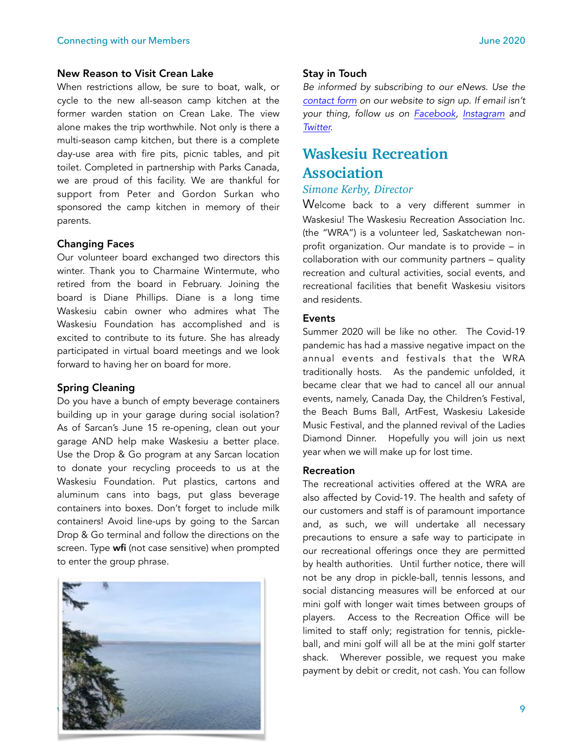### New Reason to Visit Crean Lake

When restrictions allow, be sure to boat, walk, or cycle to the new all-season camp kitchen at the former warden station on Crean Lake. The view alone makes the trip worthwhile. Not only is there a multi-season camp kitchen, but there is a complete day-use area with fire pits, picnic tables, and pit toilet. Completed in partnership with Parks Canada, we are proud of this facility. We are thankful for support from Peter and Gordon Surkan who sponsored the camp kitchen in memory of their parents.

### Changing Faces

Our volunteer board exchanged two directors this winter. Thank you to Charmaine Wintermute, who retired from the board in February. Joining the board is Diane Phillips. Diane is a long time Waskesiu cabin owner who admires what The Waskesiu Foundation has accomplished and is excited to contribute to its future. She has already participated in virtual board meetings and we look forward to having her on board for more.

### Spring Cleaning

Do you have a bunch of empty beverage containers building up in your garage during social isolation? As of Sarcan's June 15 re-opening, clean out your garage AND help make Waskesiu a better place. Use the Drop & Go program at any Sarcan location to donate your recycling proceeds to us at the Waskesiu Foundation. Put plastics, cartons and aluminum cans into bags, put glass beverage containers into boxes. Don't forget to include milk containers! Avoid line-ups by going to the Sarcan Drop & Go terminal and follow the directions on the screen. Type **wfi** (not case sensitive) when prompted to enter the group phrase.

### Stay in Touch

*Be informed by subscribing to our eNews. Use the [contact form](#) on our website to sign up. If email isn't your thing, follow us on [Facebook](#), [Instagram](#) and [Twitter](#).*

## Waskesiu Recreation Association

*Simone Kerby, Director*

Welcome back to a very different summer in Waskesiu! The Waskesiu Recreation Association Inc. (the "WRA") is a volunteer led, Saskatchewan non-profit organization. Our mandate is to provide – in collaboration with our community partners – quality recreation and cultural activities, social events, and recreational facilities that benefit Waskesiu visitors and residents.

### Events

Summer 2020 will be like no other. The Covid-19 pandemic has had a massive negative impact on the annual events and festivals that the WRA traditionally hosts. As the pandemic unfolded, it became clear that we had to cancel all our annual events, namely, Canada Day, the Children's Festival, the Beach Bums Ball, ArtFest, Waskesiu Lakeside Music Festival, and the planned revival of the Ladies Diamond Dinner. Hopefully you will join us next year when we will make up for lost time.

### Recreation

The recreational activities offered at the WRA are also affected by Covid-19. The health and safety of our customers and staff is of paramount importance and, as such, we will undertake all necessary precautions to ensure a safe way to participate in our recreational offerings once they are permitted by health authorities. Until further notice, there will not be any drop in pickle-ball, tennis lessons, and social distancing measures will be enforced at our mini golf with longer wait times between groups of players. Access to the Recreation Office will be limited to staff only; registration for tennis, pickle-ball, and mini golf will all be at the mini golf starter shack. Wherever possible, we request you make payment by debit or credit, not cash. You can follow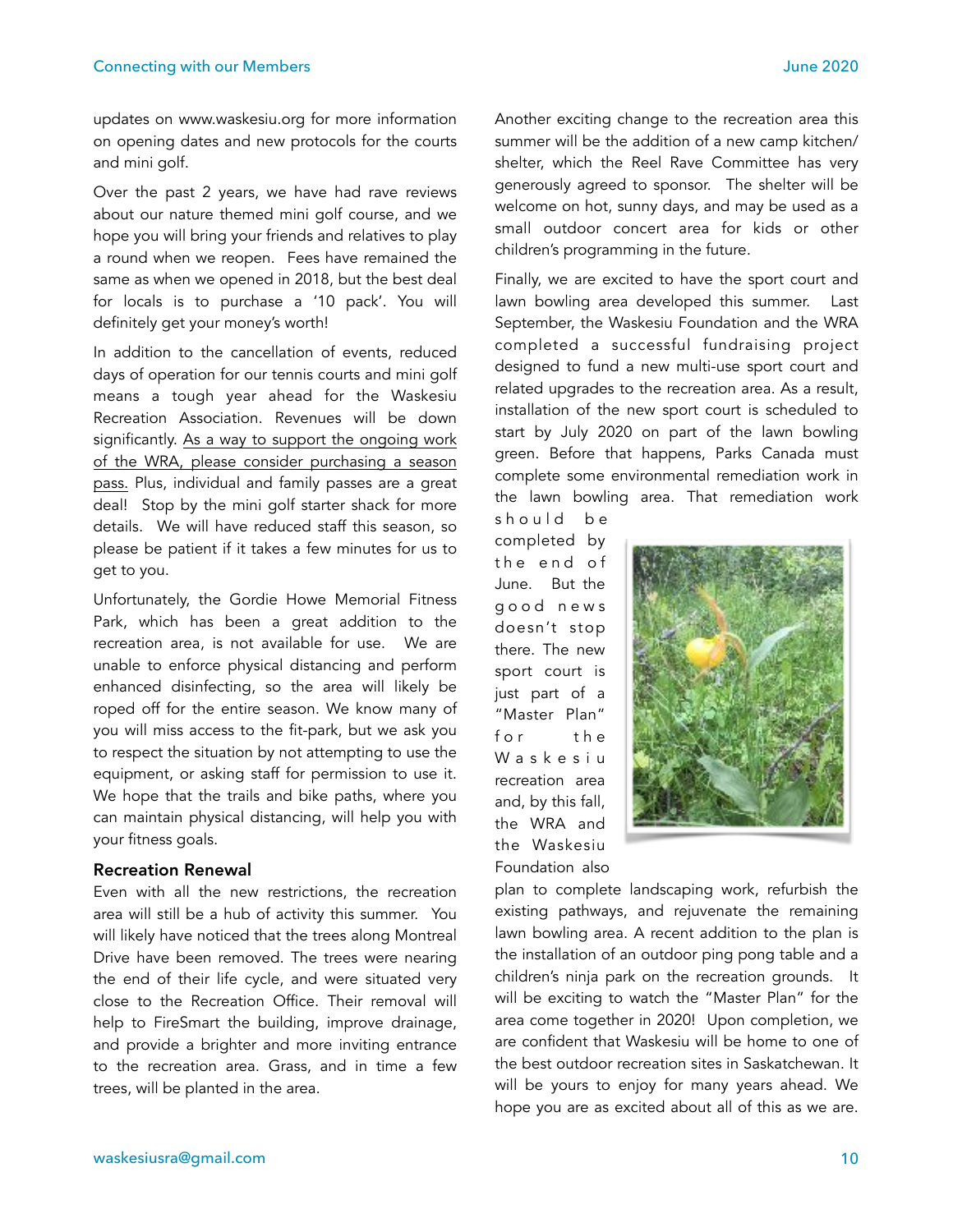updates on www.waskesiu.org for more information on opening dates and new protocols for the courts and mini golf.

Over the past 2 years, we have had rave reviews about our nature themed mini golf course, and we hope you will bring your friends and relatives to play a round when we reopen. Fees have remained the same as when we opened in 2018, but the best deal for locals is to purchase a '10 pack'. You will definitely get your money's worth!

In addition to the cancellation of events, reduced days of operation for our tennis courts and mini golf means a tough year ahead for the Waskesiu Recreation Association. Revenues will be down significantly. As a way to support the ongoing work of the WRA, please consider purchasing a season pass. Plus, individual and family passes are a great deal! Stop by the mini golf starter shack for more details. We will have reduced staff this season, so please be patient if it takes a few minutes for us to get to you.

Unfortunately, the Gordie Howe Memorial Fitness Park, which has been a great addition to the recreation area, is not available for use. We are unable to enforce physical distancing and perform enhanced disinfecting, so the area will likely be roped off for the entire season. We know many of you will miss access to the fit-park, but we ask you to respect the situation by not attempting to use the equipment, or asking staff for permission to use it. We hope that the trails and bike paths, where you can maintain physical distancing, will help you with your fitness goals.

### Recreation Renewal

Even with all the new restrictions, the recreation area will still be a hub of activity this summer. You will likely have noticed that the trees along Montreal Drive have been removed. The trees were nearing the end of their life cycle, and were situated very close to the Recreation Office. Their removal will help to FireSmart the building, improve drainage, and provide a brighter and more inviting entrance to the recreation area. Grass, and in time a few trees, will be planted in the area.

Another exciting change to the recreation area this summer will be the addition of a new camp kitchen/ shelter, which the Reel Rave Committee has very generously agreed to sponsor. The shelter will be welcome on hot, sunny days, and may be used as a small outdoor concert area for kids or other children's programming in the future.

Finally, we are excited to have the sport court and lawn bowling area developed this summer. Last September, the Waskesiu Foundation and the WRA completed a successful fundraising project designed to fund a new multi-use sport court and related upgrades to the recreation area. As a result, installation of the new sport court is scheduled to start by July 2020 on part of the lawn bowling green. Before that happens, Parks Canada must complete some environmental remediation work in the lawn bowling area. That remediation work should be completed by the end of June. But the good news doesn't stop there. The new sport court is just part of a "Master Plan" for the Waskesiu recreation area and, by this fall, the WRA and the Waskesiu Foundation also plan to complete landscaping work, refurbish the existing pathways, and rejuvenate the remaining lawn bowling area. A recent addition to the plan is the installation of an outdoor ping pong table and a children's ninja park on the recreation grounds. It will be exciting to watch the "Master Plan" for the area come together in 2020! Upon completion, we are confident that Waskesiu will be home to one of the best outdoor recreation sites in Saskatchewan. It will be yours to enjoy for many years ahead. We hope you are as excited about all of this as we are.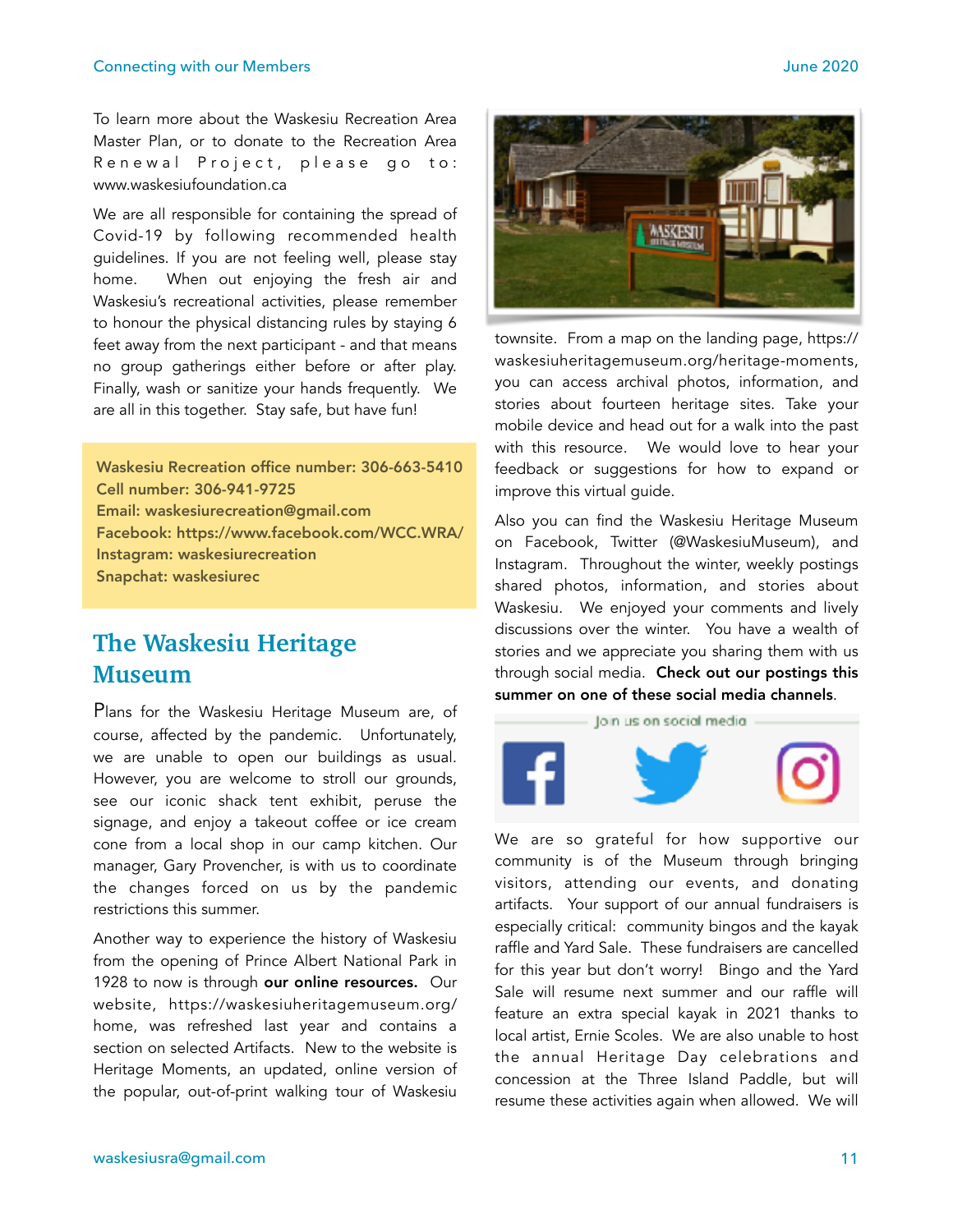To learn more about the Waskesiu Recreation Area Master Plan, or to donate to the Recreation Area Renewal Project, please go to: www.waskesiufoundation.ca

We are all responsible for containing the spread of Covid-19 by following recommended health guidelines. If you are not feeling well, please stay home. When out enjoying the fresh air and Waskesiu's recreational activities, please remember to honour the physical distancing rules by staying 6 feet away from the next participant - and that means no group gatherings either before or after play. Finally, wash or sanitize your hands frequently. We are all in this together. Stay safe, but have fun!

**Waskesiu Recreation office number: 306-663-5410**
**Cell number: 306-941-9725**
**Email: waskesiurecreation@gmail.com**
**Facebook: https://www.facebook.com/WCC.WRA/**
**Instagram: waskesiurecreation**
**Snapchat: waskesiurec**

## The Waskesiu Heritage Museum

Plans for the Waskesiu Heritage Museum are, of course, affected by the pandemic. Unfortunately, we are unable to open our buildings as usual. However, you are welcome to stroll our grounds, see our iconic shack tent exhibit, peruse the signage, and enjoy a takeout coffee or ice cream cone from a local shop in our camp kitchen. Our manager, Gary Provencher, is with us to coordinate the changes forced on us by the pandemic restrictions this summer.

Another way to experience the history of Waskesiu from the opening of Prince Albert National Park in 1928 to now is through **our online resources.** Our website, https://waskesiuheritagemuseum.org/home, was refreshed last year and contains a section on selected Artifacts. New to the website is Heritage Moments, an updated, online version of the popular, out-of-print walking tour of Waskesiu townsite. From a map on the landing page, https://waskesiuheritagemuseum.org/heritage-moments, you can access archival photos, information, and stories about fourteen heritage sites. Take your mobile device and head out for a walk into the past with this resource. We would love to hear your feedback or suggestions for how to expand or improve this virtual guide.

Also you can find the Waskesiu Heritage Museum on Facebook, Twitter (@WaskesiuMuseum), and Instagram. Throughout the winter, weekly postings shared photos, information, and stories about Waskesiu. We enjoyed your comments and lively discussions over the winter. You have a wealth of stories and we appreciate you sharing them with us through social media. **Check out our postings this summer on one of these social media channels**.

Join us on social media

We are so grateful for how supportive our community is of the Museum through bringing visitors, attending our events, and donating artifacts. Your support of our annual fundraisers is especially critical: community bingos and the kayak raffle and Yard Sale. These fundraisers are cancelled for this year but don't worry! Bingo and the Yard Sale will resume next summer and our raffle will feature an extra special kayak in 2021 thanks to local artist, Ernie Scoles. We are also unable to host the annual Heritage Day celebrations and concession at the Three Island Paddle, but will resume these activities again when allowed. We will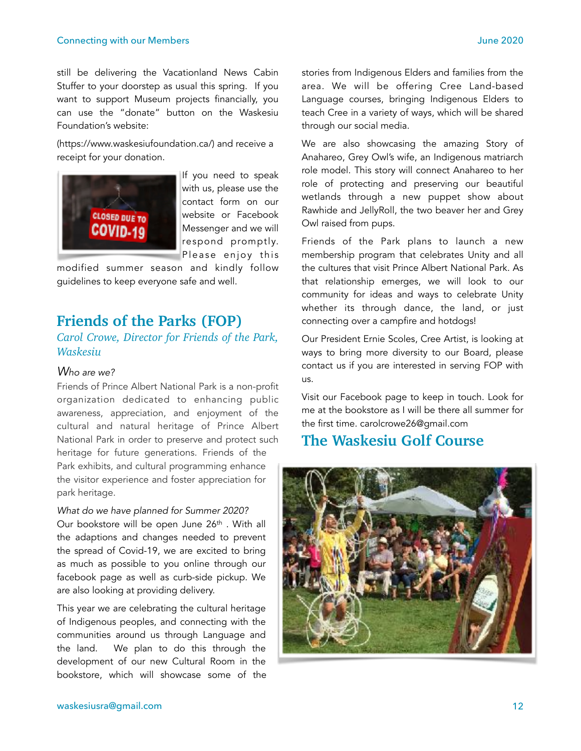still be delivering the Vacationland News Cabin Stuffer to your doorstep as usual this spring. If you want to support Museum projects financially, you can use the "donate" button on the Waskesiu Foundation's website:

(https://www.waskesiufoundation.ca/) and receive a receipt for your donation.

If you need to speak with us, please use the contact form on our website or Facebook Messenger and we will respond promptly. Please enjoy this modified summer season and kindly follow guidelines to keep everyone safe and well.

## Friends of the Parks (FOP)

*Carol Crowe, Director for Friends of the Park, Waskesiu*

*Who are we?*

Friends of Prince Albert National Park is a non-profit organization dedicated to enhancing public awareness, appreciation, and enjoyment of the cultural and natural heritage of Prince Albert National Park in order to preserve and protect such heritage for future generations. Friends of the Park exhibits, and cultural programming enhance the visitor experience and foster appreciation for park heritage.

*What do we have planned for Summer 2020?*

Our bookstore will be open June 26th . With all the adaptions and changes needed to prevent the spread of Covid-19, we are excited to bring as much as possible to you online through our facebook page as well as curb-side pickup. We are also looking at providing delivery.

This year we are celebrating the cultural heritage of Indigenous peoples, and connecting with the communities around us through Language and the land. We plan to do this through the development of our new Cultural Room in the bookstore, which will showcase some of the stories from Indigenous Elders and families from the area. We will be offering Cree Land-based Language courses, bringing Indigenous Elders to teach Cree in a variety of ways, which will be shared through our social media.

We are also showcasing the amazing Story of Anahareo, Grey Owl's wife, an Indigenous matriarch role model. This story will connect Anahareo to her role of protecting and preserving our beautiful wetlands through a new puppet show about Rawhide and JellyRoll, the two beaver her and Grey Owl raised from pups.

Friends of the Park plans to launch a new membership program that celebrates Unity and all the cultures that visit Prince Albert National Park. As that relationship emerges, we will look to our community for ideas and ways to celebrate Unity whether its through dance, the land, or just connecting over a campfire and hotdogs!

Our President Ernie Scoles, Cree Artist, is looking at ways to bring more diversity to our Board, please contact us if you are interested in serving FOP with us.

Visit our Facebook page to keep in touch. Look for me at the bookstore as I will be there all summer for the first time. carolcrowe26@gmail.com

## The Waskesiu Golf Course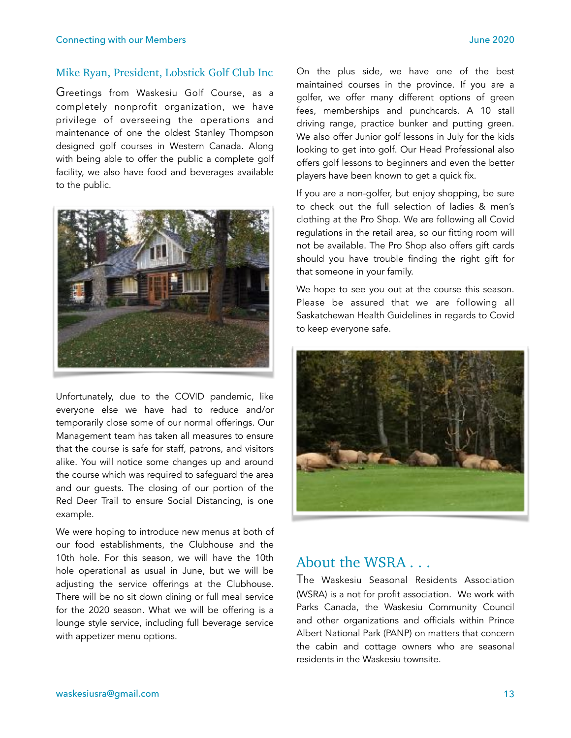## Mike Ryan, President, Lobstick Golf Club Inc

Greetings from Waskesiu Golf Course, as a completely nonprofit organization, we have privilege of overseeing the operations and maintenance of one the oldest Stanley Thompson designed golf courses in Western Canada. Along with being able to offer the public a complete golf facility, we also have food and beverages available to the public.

Unfortunately, due to the COVID pandemic, like everyone else we have had to reduce and/or temporarily close some of our normal offerings. Our Management team has taken all measures to ensure that the course is safe for staff, patrons, and visitors alike. You will notice some changes up and around the course which was required to safeguard the area and our guests. The closing of our portion of the Red Deer Trail to ensure Social Distancing, is one example.

We were hoping to introduce new menus at both of our food establishments, the Clubhouse and the 10th hole. For this season, we will have the 10th hole operational as usual in June, but we will be adjusting the service offerings at the Clubhouse. There will be no sit down dining or full meal service for the 2020 season. What we will be offering is a lounge style service, including full beverage service with appetizer menu options.

On the plus side, we have one of the best maintained courses in the province. If you are a golfer, we offer many different options of green fees, memberships and punchcards. A 10 stall driving range, practice bunker and putting green. We also offer Junior golf lessons in July for the kids looking to get into golf. Our Head Professional also offers golf lessons to beginners and even the better players have been known to get a quick fix.

If you are a non-golfer, but enjoy shopping, be sure to check out the full selection of ladies & men's clothing at the Pro Shop. We are following all Covid regulations in the retail area, so our fitting room will not be available. The Pro Shop also offers gift cards should you have trouble finding the right gift for that someone in your family.

We hope to see you out at the course this season. Please be assured that we are following all Saskatchewan Health Guidelines in regards to Covid to keep everyone safe.

## About the WSRA . . .

The Waskesiu Seasonal Residents Association (WSRA) is a not for profit association. We work with Parks Canada, the Waskesiu Community Council and other organizations and officials within Prince Albert National Park (PANP) on matters that concern the cabin and cottage owners who are seasonal residents in the Waskesiu townsite.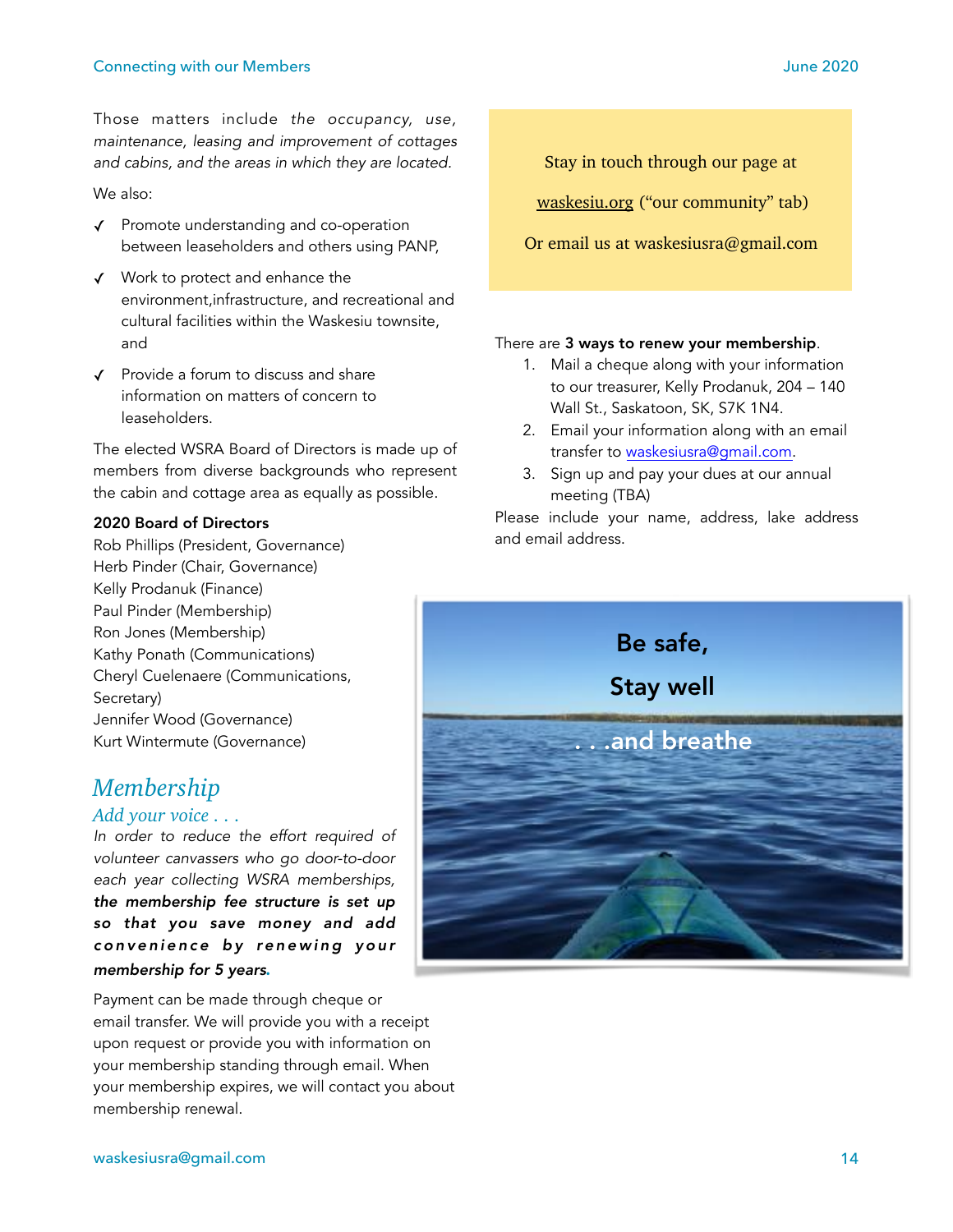Those matters include *the occupancy, use, maintenance, leasing and improvement of cottages and cabins, and the areas in which they are located.*

We also:

- ✓ Promote understanding and co-operation between leaseholders and others using PANP,
- ✓ Work to protect and enhance the environment,infrastructure, and recreational and cultural facilities within the Waskesiu townsite, and
- ✓ Provide a forum to discuss and share information on matters of concern to leaseholders.

The elected WSRA Board of Directors is made up of members from diverse backgrounds who represent the cabin and cottage area as equally as possible.

**2020 Board of Directors**

Rob Phillips (President, Governance)
Herb Pinder (Chair, Governance)
Kelly Prodanuk (Finance)
Paul Pinder (Membership)
Ron Jones (Membership)
Kathy Ponath (Communications)
Cheryl Cuelenaere (Communications, Secretary)
Jennifer Wood (Governance)
Kurt Wintermute (Governance)

## *Membership*

### *Add your voice . . .*

*In order to reduce the effort required of volunteer canvassers who go door-to-door each year collecting WSRA memberships,* ***the membership fee structure is set up so that you save money and add convenience by renewing your membership for 5 years.***

Payment can be made through cheque or email transfer. We will provide you with a receipt upon request or provide you with information on your membership standing through email. When your membership expires, we will contact you about membership renewal.

Stay in touch through our page at

waskesiu.org ("our community" tab)

Or email us at waskesiusra@gmail.com

There are **3 ways to renew your membership**.

1. Mail a cheque along with your information to our treasurer, Kelly Prodanuk, 204 – 140 Wall St., Saskatoon, SK, S7K 1N4.
2. Email your information along with an email transfer to waskesiusra@gmail.com.
3. Sign up and pay your dues at our annual meeting (TBA)

Please include your name, address, lake address and email address.

**Be safe,**

**Stay well**

**. . .and breathe**